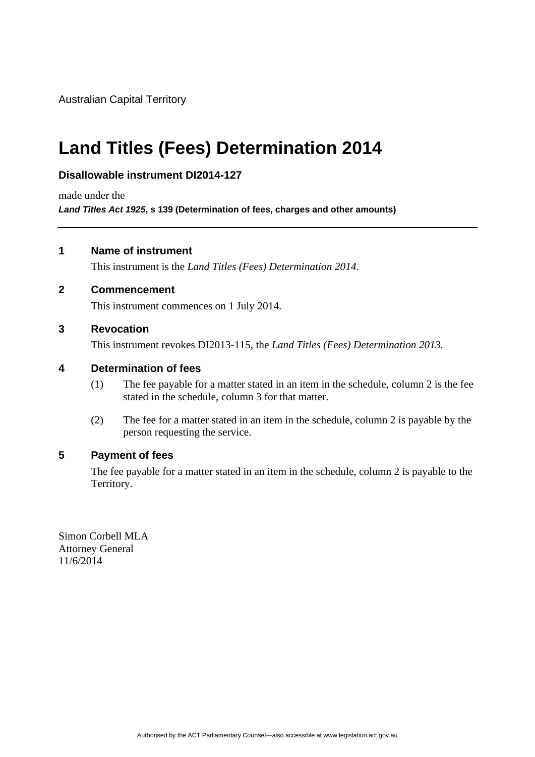Australian Capital Territory

# Land Titles (Fees) Determination 2014

**Disallowable instrument DI2014-127**

made under the

***Land Titles Act 1925*, s 139 (Determination of fees, charges and other amounts)**

---

## 1 Name of instrument

This instrument is the *Land Titles (Fees) Determination 2014*.

## 2 Commencement

This instrument commences on 1 July 2014.

## 3 Revocation

This instrument revokes DI2013-115, the *Land Titles (Fees) Determination 2013*.

## 4 Determination of fees

(1) The fee payable for a matter stated in an item in the schedule, column 2 is the fee stated in the schedule, column 3 for that matter.

(2) The fee for a matter stated in an item in the schedule, column 2 is payable by the person requesting the service.

## 5 Payment of fees

The fee payable for a matter stated in an item in the schedule, column 2 is payable to the Territory.

Simon Corbell MLA
Attorney General
11/6/2014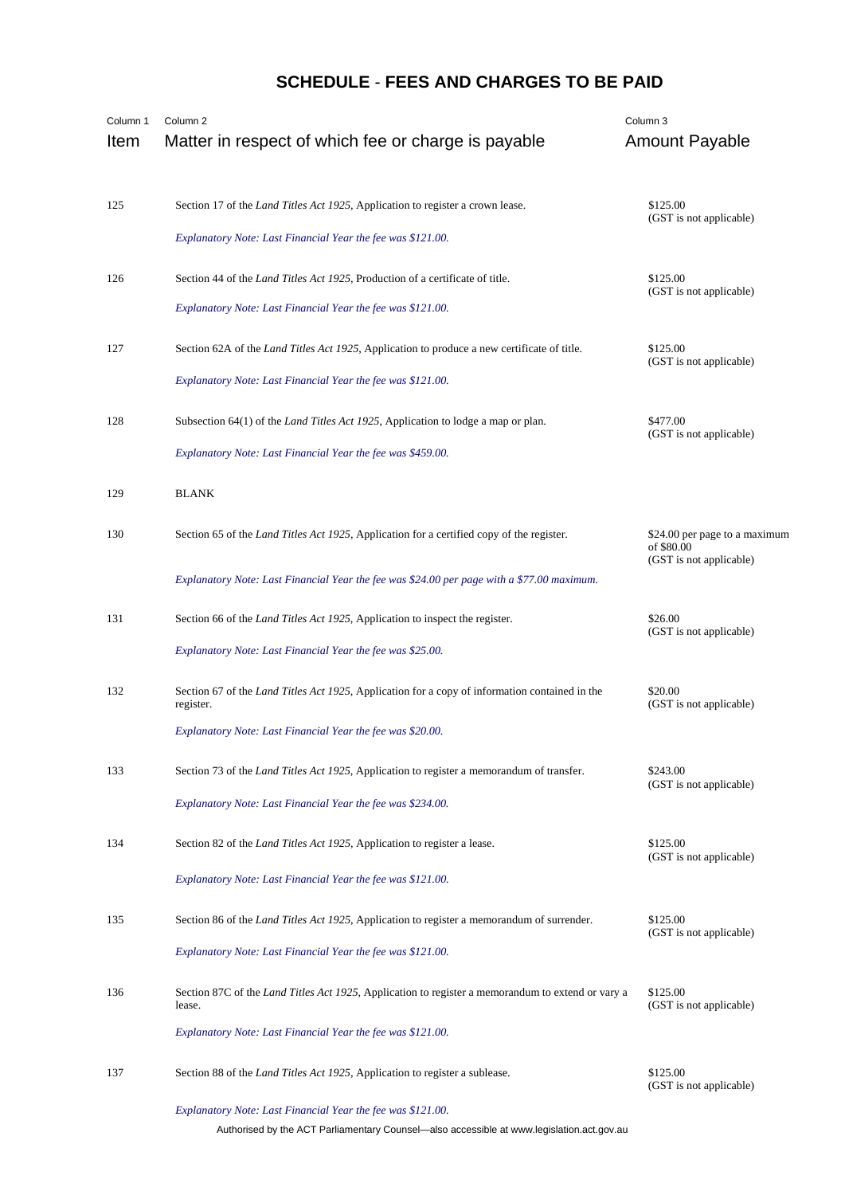# SCHEDULE - FEES AND CHARGES TO BE PAID

| Column 1<br>Item | Column 2<br>Matter in respect of which fee or charge is payable | Column 3<br>Amount Payable |
|---|---|---|
| 125 | Section 17 of the *Land Titles Act 1925*, Application to register a crown lease.<br><br>*Explanatory Note: Last Financial Year the fee was $121.00.* | $125.00<br>(GST is not applicable) |
| 126 | Section 44 of the *Land Titles Act 1925*, Production of a certificate of title.<br><br>*Explanatory Note: Last Financial Year the fee was $121.00.* | $125.00<br>(GST is not applicable) |
| 127 | Section 62A of the *Land Titles Act 1925*, Application to produce a new certificate of title.<br><br>*Explanatory Note: Last Financial Year the fee was $121.00.* | $125.00<br>(GST is not applicable) |
| 128 | Subsection 64(1) of the *Land Titles Act 1925*, Application to lodge a map or plan.<br><br>*Explanatory Note: Last Financial Year the fee was $459.00.* | $477.00<br>(GST is not applicable) |
| 129 | BLANK | |
| 130 | Section 65 of the *Land Titles Act 1925*, Application for a certified copy of the register.<br><br>*Explanatory Note: Last Financial Year the fee was $24.00 per page with a $77.00 maximum.* | $24.00 per page to a maximum of $80.00<br>(GST is not applicable) |
| 131 | Section 66 of the *Land Titles Act 1925*, Application to inspect the register.<br><br>*Explanatory Note: Last Financial Year the fee was $25.00.* | $26.00<br>(GST is not applicable) |
| 132 | Section 67 of the *Land Titles Act 1925*, Application for a copy of information contained in the register.<br><br>*Explanatory Note: Last Financial Year the fee was $20.00.* | $20.00<br>(GST is not applicable) |
| 133 | Section 73 of the *Land Titles Act 1925*, Application to register a memorandum of transfer.<br><br>*Explanatory Note: Last Financial Year the fee was $234.00.* | $243.00<br>(GST is not applicable) |
| 134 | Section 82 of the *Land Titles Act 1925*, Application to register a lease.<br><br>*Explanatory Note: Last Financial Year the fee was $121.00.* | $125.00<br>(GST is not applicable) |
| 135 | Section 86 of the *Land Titles Act 1925*, Application to register a memorandum of surrender.<br><br>*Explanatory Note: Last Financial Year the fee was $121.00.* | $125.00<br>(GST is not applicable) |
| 136 | Section 87C of the *Land Titles Act 1925*, Application to register a memorandum to extend or vary a lease.<br><br>*Explanatory Note: Last Financial Year the fee was $121.00.* | $125.00<br>(GST is not applicable) |
| 137 | Section 88 of the *Land Titles Act 1925*, Application to register a sublease.<br><br>*Explanatory Note: Last Financial Year the fee was $121.00.* | $125.00<br>(GST is not applicable) |

Authorised by the ACT Parliamentary Counsel—also accessible at www.legislation.act.gov.au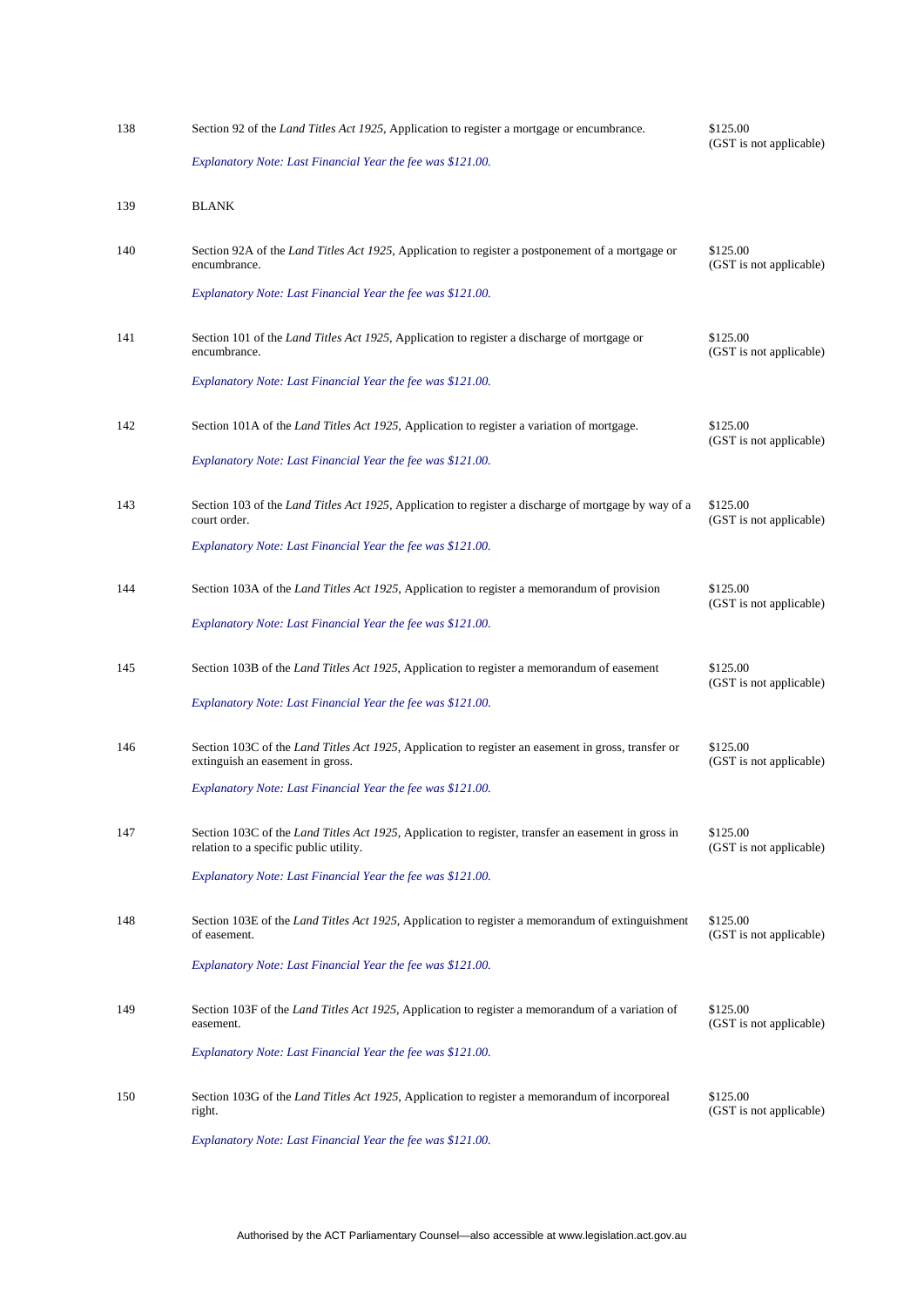| | | |
|---|---|---|
| 138 | Section 92 of the *Land Titles Act 1925*, Application to register a mortgage or encumbrance.<br><br>*Explanatory Note: Last Financial Year the fee was $121.00.* | $125.00<br>(GST is not applicable) |
| 139 | BLANK | |
| 140 | Section 92A of the *Land Titles Act 1925*, Application to register a postponement of a mortgage or encumbrance.<br><br>*Explanatory Note: Last Financial Year the fee was $121.00.* | $125.00<br>(GST is not applicable) |
| 141 | Section 101 of the *Land Titles Act 1925*, Application to register a discharge of mortgage or encumbrance.<br><br>*Explanatory Note: Last Financial Year the fee was $121.00.* | $125.00<br>(GST is not applicable) |
| 142 | Section 101A of the *Land Titles Act 1925*, Application to register a variation of mortgage.<br><br>*Explanatory Note: Last Financial Year the fee was $121.00.* | $125.00<br>(GST is not applicable) |
| 143 | Section 103 of the *Land Titles Act 1925*, Application to register a discharge of mortgage by way of a court order.<br><br>*Explanatory Note: Last Financial Year the fee was $121.00.* | $125.00<br>(GST is not applicable) |
| 144 | Section 103A of the *Land Titles Act 1925*, Application to register a memorandum of provision<br><br>*Explanatory Note: Last Financial Year the fee was $121.00.* | $125.00<br>(GST is not applicable) |
| 145 | Section 103B of the *Land Titles Act 1925*, Application to register a memorandum of easement<br><br>*Explanatory Note: Last Financial Year the fee was $121.00.* | $125.00<br>(GST is not applicable) |
| 146 | Section 103C of the *Land Titles Act 1925*, Application to register an easement in gross, transfer or extinguish an easement in gross.<br><br>*Explanatory Note: Last Financial Year the fee was $121.00.* | $125.00<br>(GST is not applicable) |
| 147 | Section 103C of the *Land Titles Act 1925*, Application to register, transfer an easement in gross in relation to a specific public utility.<br><br>*Explanatory Note: Last Financial Year the fee was $121.00.* | $125.00<br>(GST is not applicable) |
| 148 | Section 103E of the *Land Titles Act 1925*, Application to register a memorandum of extinguishment of easement.<br><br>*Explanatory Note: Last Financial Year the fee was $121.00.* | $125.00<br>(GST is not applicable) |
| 149 | Section 103F of the *Land Titles Act 1925*, Application to register a memorandum of a variation of easement.<br><br>*Explanatory Note: Last Financial Year the fee was $121.00.* | $125.00<br>(GST is not applicable) |
| 150 | Section 103G of the *Land Titles Act 1925*, Application to register a memorandum of incorporeal right.<br><br>*Explanatory Note: Last Financial Year the fee was $121.00.* | $125.00<br>(GST is not applicable) |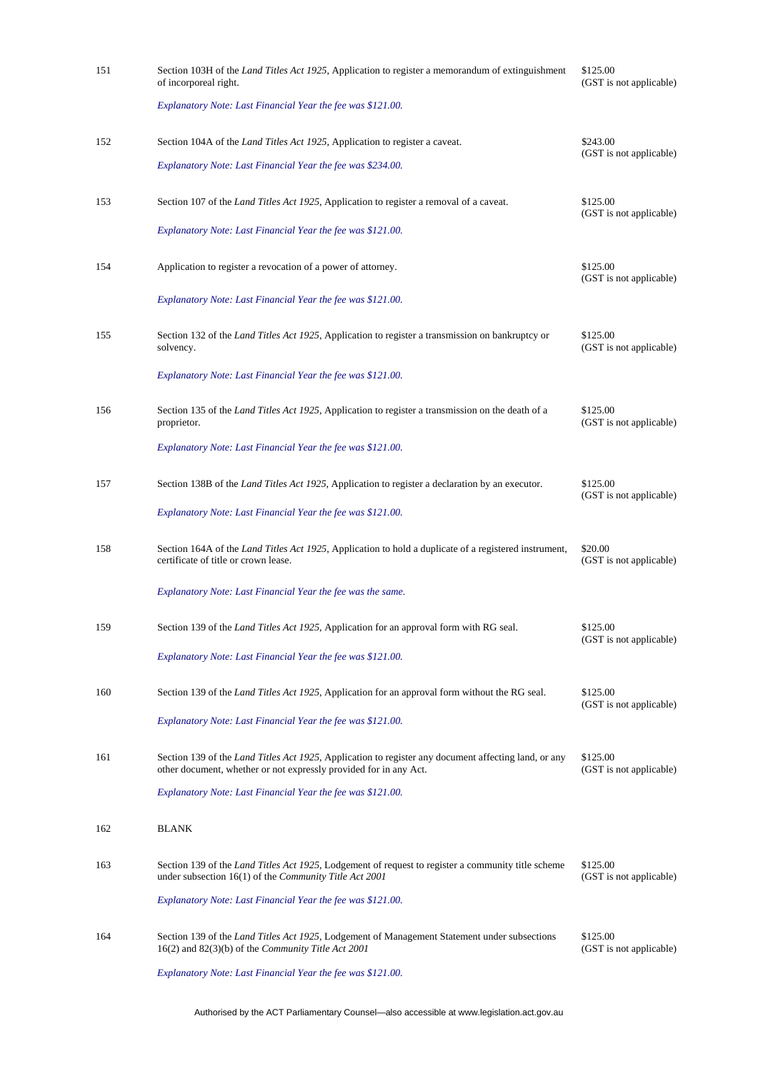| | | |
|---|---|---|
| 151 | Section 103H of the *Land Titles Act 1925*, Application to register a memorandum of extinguishment of incorporeal right.<br><br>*Explanatory Note: Last Financial Year the fee was $121.00.* | $125.00<br>(GST is not applicable) |
| 152 | Section 104A of the *Land Titles Act 1925*, Application to register a caveat.<br><br>*Explanatory Note: Last Financial Year the fee was $234.00.* | $243.00<br>(GST is not applicable) |
| 153 | Section 107 of the *Land Titles Act 1925*, Application to register a removal of a caveat.<br><br>*Explanatory Note: Last Financial Year the fee was $121.00.* | $125.00<br>(GST is not applicable) |
| 154 | Application to register a revocation of a power of attorney.<br><br>*Explanatory Note: Last Financial Year the fee was $121.00.* | $125.00<br>(GST is not applicable) |
| 155 | Section 132 of the *Land Titles Act 1925*, Application to register a transmission on bankruptcy or solvency.<br><br>*Explanatory Note: Last Financial Year the fee was $121.00.* | $125.00<br>(GST is not applicable) |
| 156 | Section 135 of the *Land Titles Act 1925*, Application to register a transmission on the death of a proprietor.<br><br>*Explanatory Note: Last Financial Year the fee was $121.00.* | $125.00<br>(GST is not applicable) |
| 157 | Section 138B of the *Land Titles Act 1925*, Application to register a declaration by an executor.<br><br>*Explanatory Note: Last Financial Year the fee was $121.00.* | $125.00<br>(GST is not applicable) |
| 158 | Section 164A of the *Land Titles Act 1925*, Application to hold a duplicate of a registered instrument, certificate of title or crown lease.<br><br>*Explanatory Note: Last Financial Year the fee was the same.* | $20.00<br>(GST is not applicable) |
| 159 | Section 139 of the *Land Titles Act 1925*, Application for an approval form with RG seal.<br><br>*Explanatory Note: Last Financial Year the fee was $121.00.* | $125.00<br>(GST is not applicable) |
| 160 | Section 139 of the *Land Titles Act 1925*, Application for an approval form without the RG seal.<br><br>*Explanatory Note: Last Financial Year the fee was $121.00.* | $125.00<br>(GST is not applicable) |
| 161 | Section 139 of the *Land Titles Act 1925*, Application to register any document affecting land, or any other document, whether or not expressly provided for in any Act.<br><br>*Explanatory Note: Last Financial Year the fee was $121.00.* | $125.00<br>(GST is not applicable) |
| 162 | BLANK | |
| 163 | Section 139 of the *Land Titles Act 1925*, Lodgement of request to register a community title scheme under subsection 16(1) of the *Community Title Act 2001*<br><br>*Explanatory Note: Last Financial Year the fee was $121.00.* | $125.00<br>(GST is not applicable) |
| 164 | Section 139 of the *Land Titles Act 1925*, Lodgement of Management Statement under subsections 16(2) and 82(3)(b) of the *Community Title Act 2001*<br><br>*Explanatory Note: Last Financial Year the fee was $121.00.* | $125.00<br>(GST is not applicable) |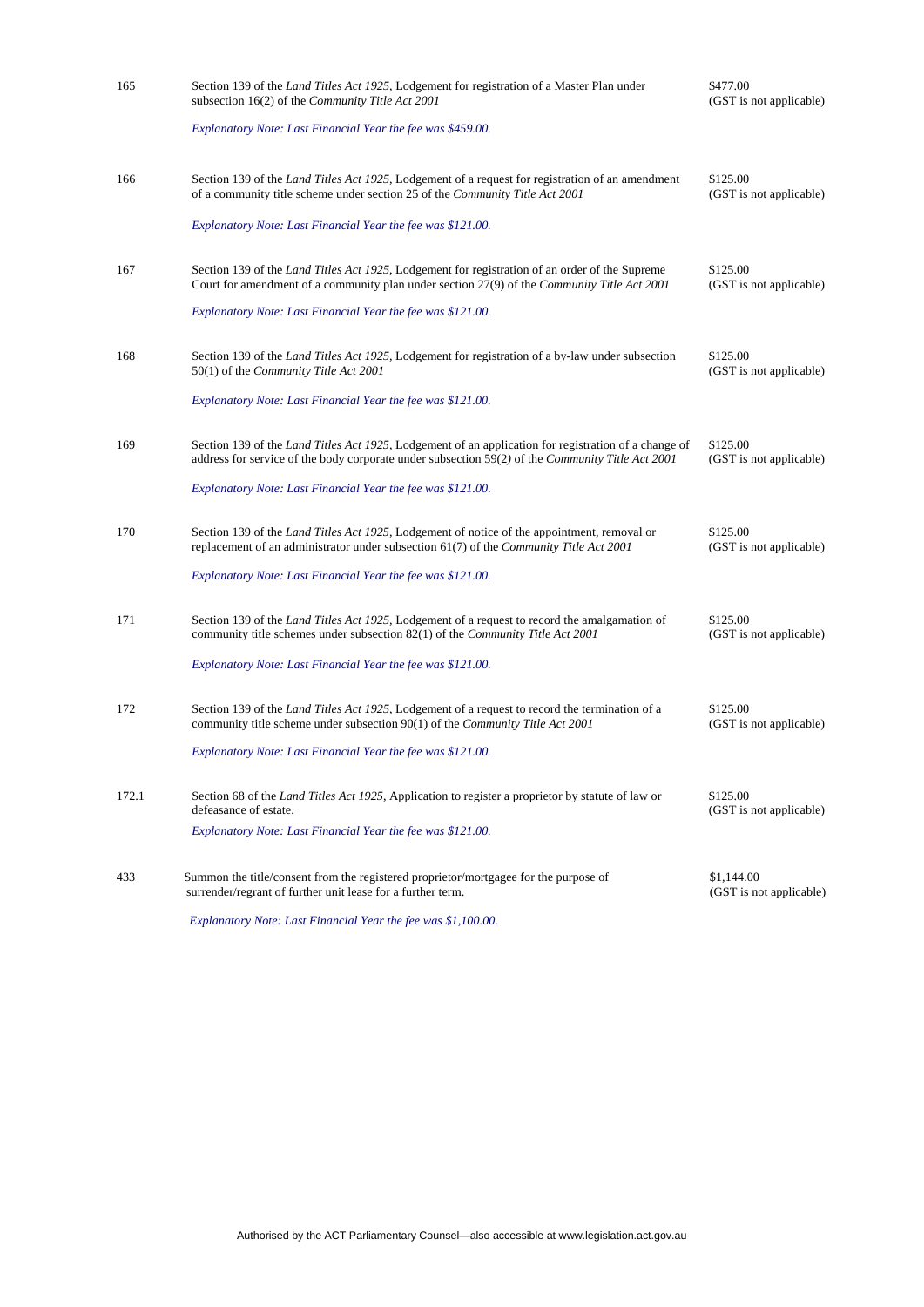| | | |
|---|---|---|
| 165 | Section 139 of the *Land Titles Act 1925*, Lodgement for registration of a Master Plan under subsection 16(2) of the *Community Title Act 2001*<br><br>*Explanatory Note: Last Financial Year the fee was $459.00.* | $477.00<br>(GST is not applicable) |
| 166 | Section 139 of the *Land Titles Act 1925*, Lodgement of a request for registration of an amendment of a community title scheme under section 25 of the *Community Title Act 2001*<br><br>*Explanatory Note: Last Financial Year the fee was $121.00.* | $125.00<br>(GST is not applicable) |
| 167 | Section 139 of the *Land Titles Act 1925*, Lodgement for registration of an order of the Supreme Court for amendment of a community plan under section 27(9) of the *Community Title Act 2001*<br><br>*Explanatory Note: Last Financial Year the fee was $121.00.* | $125.00<br>(GST is not applicable) |
| 168 | Section 139 of the *Land Titles Act 1925*, Lodgement for registration of a by-law under subsection 50(1) of the *Community Title Act 2001*<br><br>*Explanatory Note: Last Financial Year the fee was $121.00.* | $125.00<br>(GST is not applicable) |
| 169 | Section 139 of the *Land Titles Act 1925*, Lodgement of an application for registration of a change of address for service of the body corporate under subsection 59(2) of the *Community Title Act 2001*<br><br>*Explanatory Note: Last Financial Year the fee was $121.00.* | $125.00<br>(GST is not applicable) |
| 170 | Section 139 of the *Land Titles Act 1925*, Lodgement of notice of the appointment, removal or replacement of an administrator under subsection 61(7) of the *Community Title Act 2001*<br><br>*Explanatory Note: Last Financial Year the fee was $121.00.* | $125.00<br>(GST is not applicable) |
| 171 | Section 139 of the *Land Titles Act 1925*, Lodgement of a request to record the amalgamation of community title schemes under subsection 82(1) of the *Community Title Act 2001*<br><br>*Explanatory Note: Last Financial Year the fee was $121.00.* | $125.00<br>(GST is not applicable) |
| 172 | Section 139 of the *Land Titles Act 1925*, Lodgement of a request to record the termination of a community title scheme under subsection 90(1) of the *Community Title Act 2001*<br><br>*Explanatory Note: Last Financial Year the fee was $121.00.* | $125.00<br>(GST is not applicable) |
| 172.1 | Section 68 of the *Land Titles Act 1925*, Application to register a proprietor by statute of law or defeasance of estate.<br><br>*Explanatory Note: Last Financial Year the fee was $121.00.* | $125.00<br>(GST is not applicable) |
| 433 | Summon the title/consent from the registered proprietor/mortgagee for the purpose of surrender/regrant of further unit lease for a further term.<br><br>*Explanatory Note: Last Financial Year the fee was $1,100.00.* | $1,144.00<br>(GST is not applicable) |